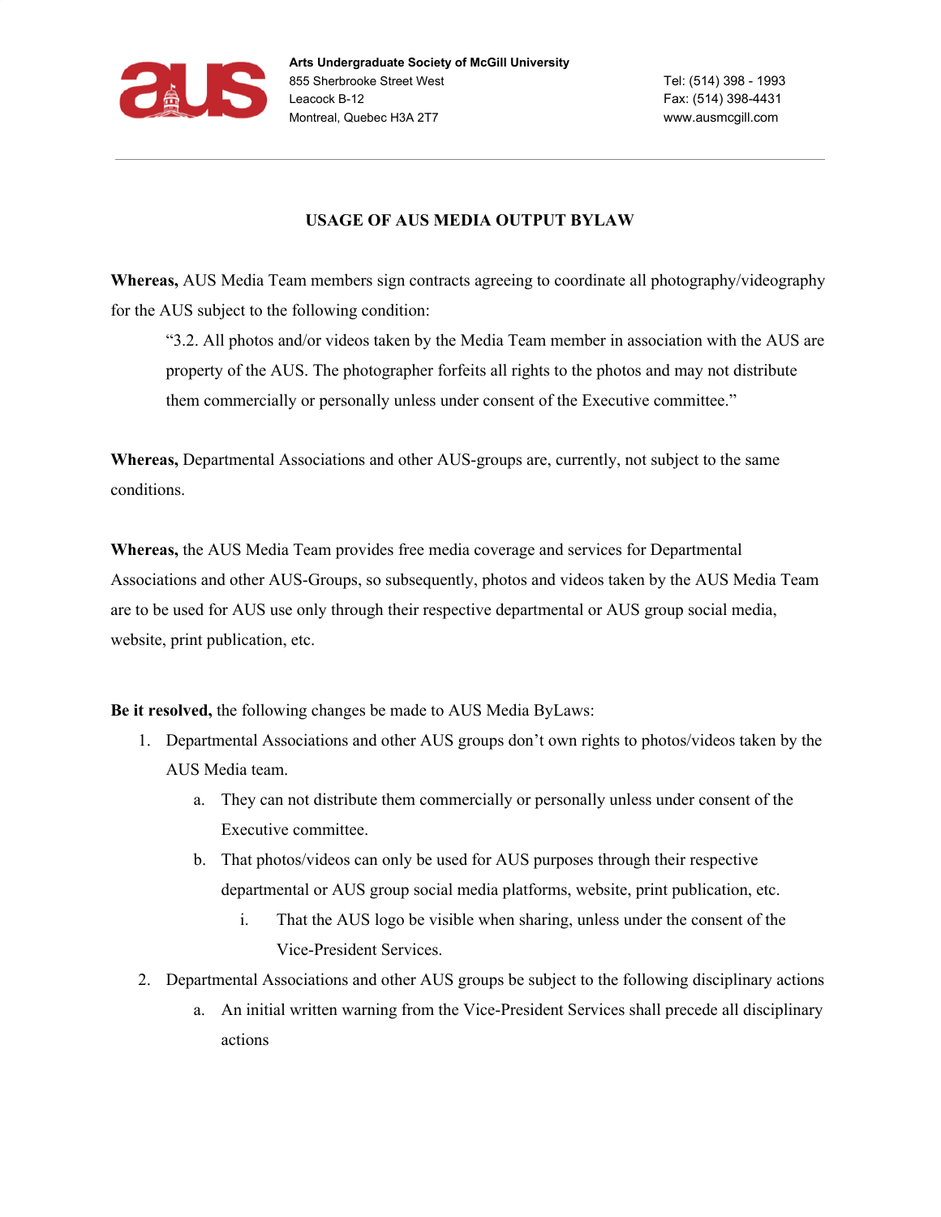Arts Undergraduate Society of McGill University
855 Sherbrooke Street West
Leacock B-12
Montreal, Quebec H3A 2T7

Tel: (514) 398 - 1993
Fax: (514) 398-4431
www.ausmcgill.com

## USAGE OF AUS MEDIA OUTPUT BYLAW

**Whereas,** AUS Media Team members sign contracts agreeing to coordinate all photography/videography for the AUS subject to the following condition:

> "3.2. All photos and/or videos taken by the Media Team member in association with the AUS are property of the AUS. The photographer forfeits all rights to the photos and may not distribute them commercially or personally unless under consent of the Executive committee."

**Whereas,** Departmental Associations and other AUS-groups are, currently, not subject to the same conditions.

**Whereas,** the AUS Media Team provides free media coverage and services for Departmental Associations and other AUS-Groups, so subsequently, photos and videos taken by the AUS Media Team are to be used for AUS use only through their respective departmental or AUS group social media, website, print publication, etc.

**Be it resolved,** the following changes be made to AUS Media ByLaws:

1. Departmental Associations and other AUS groups don't own rights to photos/videos taken by the AUS Media team.
   a. They can not distribute them commercially or personally unless under consent of the Executive committee.
   b. That photos/videos can only be used for AUS purposes through their respective departmental or AUS group social media platforms, website, print publication, etc.
      i. That the AUS logo be visible when sharing, unless under the consent of the Vice-President Services.
2. Departmental Associations and other AUS groups be subject to the following disciplinary actions
   a. An initial written warning from the Vice-President Services shall precede all disciplinary actions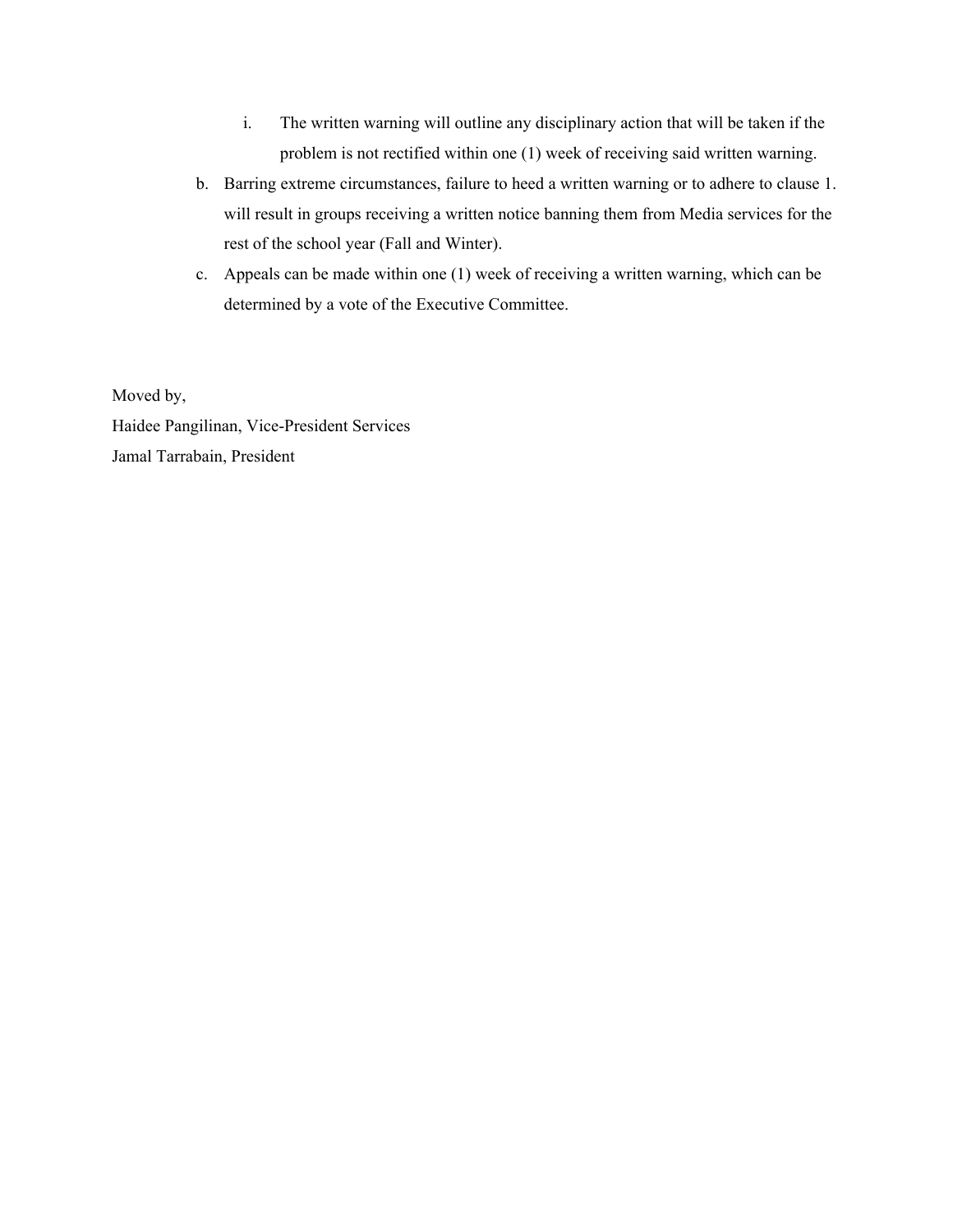i. The written warning will outline any disciplinary action that will be taken if the problem is not rectified within one (1) week of receiving said written warning.

b. Barring extreme circumstances, failure to heed a written warning or to adhere to clause 1. will result in groups receiving a written notice banning them from Media services for the rest of the school year (Fall and Winter).

c. Appeals can be made within one (1) week of receiving a written warning, which can be determined by a vote of the Executive Committee.

Moved by,
Haidee Pangilinan, Vice-President Services
Jamal Tarrabain, President